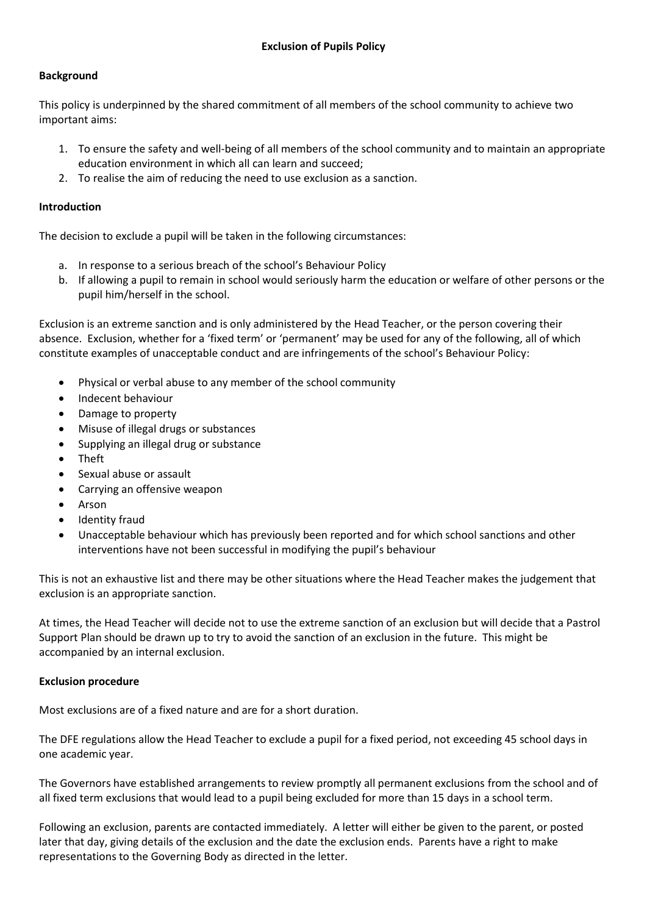# Exclusion of Pupils Policy

## Background

This policy is underpinned by the shared commitment of all members of the school community to achieve two important aims:

1. To ensure the safety and well-being of all members of the school community and to maintain an appropriate education environment in which all can learn and succeed;
2. To realise the aim of reducing the need to use exclusion as a sanction.

## Introduction

The decision to exclude a pupil will be taken in the following circumstances:

a. In response to a serious breach of the school's Behaviour Policy
b. If allowing a pupil to remain in school would seriously harm the education or welfare of other persons or the pupil him/herself in the school.

Exclusion is an extreme sanction and is only administered by the Head Teacher, or the person covering their absence. Exclusion, whether for a 'fixed term' or 'permanent' may be used for any of the following, all of which constitute examples of unacceptable conduct and are infringements of the school's Behaviour Policy:

- Physical or verbal abuse to any member of the school community
- Indecent behaviour
- Damage to property
- Misuse of illegal drugs or substances
- Supplying an illegal drug or substance
- Theft
- Sexual abuse or assault
- Carrying an offensive weapon
- Arson
- Identity fraud
- Unacceptable behaviour which has previously been reported and for which school sanctions and other interventions have not been successful in modifying the pupil's behaviour

This is not an exhaustive list and there may be other situations where the Head Teacher makes the judgement that exclusion is an appropriate sanction.

At times, the Head Teacher will decide not to use the extreme sanction of an exclusion but will decide that a Pastrol Support Plan should be drawn up to try to avoid the sanction of an exclusion in the future. This might be accompanied by an internal exclusion.

## Exclusion procedure

Most exclusions are of a fixed nature and are for a short duration.

The DFE regulations allow the Head Teacher to exclude a pupil for a fixed period, not exceeding 45 school days in one academic year.

The Governors have established arrangements to review promptly all permanent exclusions from the school and of all fixed term exclusions that would lead to a pupil being excluded for more than 15 days in a school term.

Following an exclusion, parents are contacted immediately. A letter will either be given to the parent, or posted later that day, giving details of the exclusion and the date the exclusion ends. Parents have a right to make representations to the Governing Body as directed in the letter.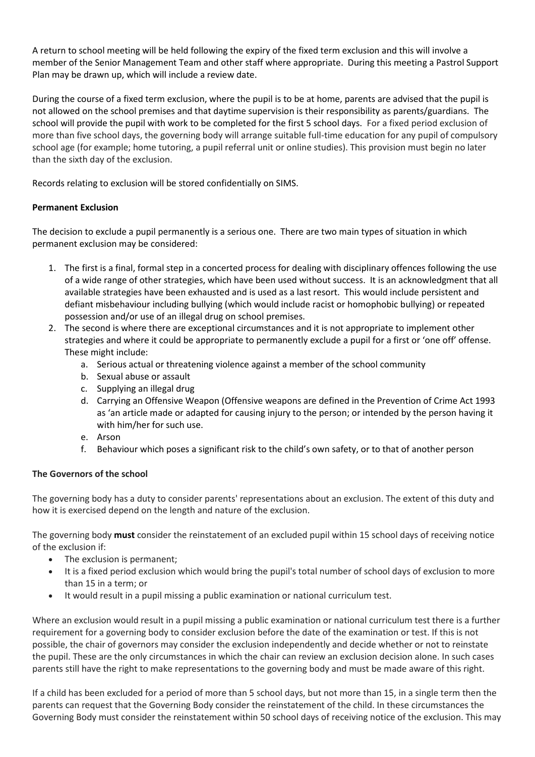A return to school meeting will be held following the expiry of the fixed term exclusion and this will involve a member of the Senior Management Team and other staff where appropriate. During this meeting a Pastrol Support Plan may be drawn up, which will include a review date.

During the course of a fixed term exclusion, where the pupil is to be at home, parents are advised that the pupil is not allowed on the school premises and that daytime supervision is their responsibility as parents/guardians. The school will provide the pupil with work to be completed for the first 5 school days. For a fixed period exclusion of more than five school days, the governing body will arrange suitable full-time education for any pupil of compulsory school age (for example; home tutoring, a pupil referral unit or online studies). This provision must begin no later than the sixth day of the exclusion.

Records relating to exclusion will be stored confidentially on SIMS.

**Permanent Exclusion**

The decision to exclude a pupil permanently is a serious one. There are two main types of situation in which permanent exclusion may be considered:

1. The first is a final, formal step in a concerted process for dealing with disciplinary offences following the use of a wide range of other strategies, which have been used without success. It is an acknowledgment that all available strategies have been exhausted and is used as a last resort. This would include persistent and defiant misbehaviour including bullying (which would include racist or homophobic bullying) or repeated possession and/or use of an illegal drug on school premises.
2. The second is where there are exceptional circumstances and it is not appropriate to implement other strategies and where it could be appropriate to permanently exclude a pupil for a first or 'one off' offense. These might include:
   a. Serious actual or threatening violence against a member of the school community
   b. Sexual abuse or assault
   c. Supplying an illegal drug
   d. Carrying an Offensive Weapon (Offensive weapons are defined in the Prevention of Crime Act 1993 as 'an article made or adapted for causing injury to the person; or intended by the person having it with him/her for such use.
   e. Arson
   f. Behaviour which poses a significant risk to the child's own safety, or to that of another person

**The Governors of the school**

The governing body has a duty to consider parents' representations about an exclusion. The extent of this duty and how it is exercised depend on the length and nature of the exclusion.

The governing body **must** consider the reinstatement of an excluded pupil within 15 school days of receiving notice of the exclusion if:

- The exclusion is permanent;
- It is a fixed period exclusion which would bring the pupil's total number of school days of exclusion to more than 15 in a term; or
- It would result in a pupil missing a public examination or national curriculum test.

Where an exclusion would result in a pupil missing a public examination or national curriculum test there is a further requirement for a governing body to consider exclusion before the date of the examination or test. If this is not possible, the chair of governors may consider the exclusion independently and decide whether or not to reinstate the pupil. These are the only circumstances in which the chair can review an exclusion decision alone. In such cases parents still have the right to make representations to the governing body and must be made aware of this right.

If a child has been excluded for a period of more than 5 school days, but not more than 15, in a single term then the parents can request that the Governing Body consider the reinstatement of the child. In these circumstances the Governing Body must consider the reinstatement within 50 school days of receiving notice of the exclusion. This may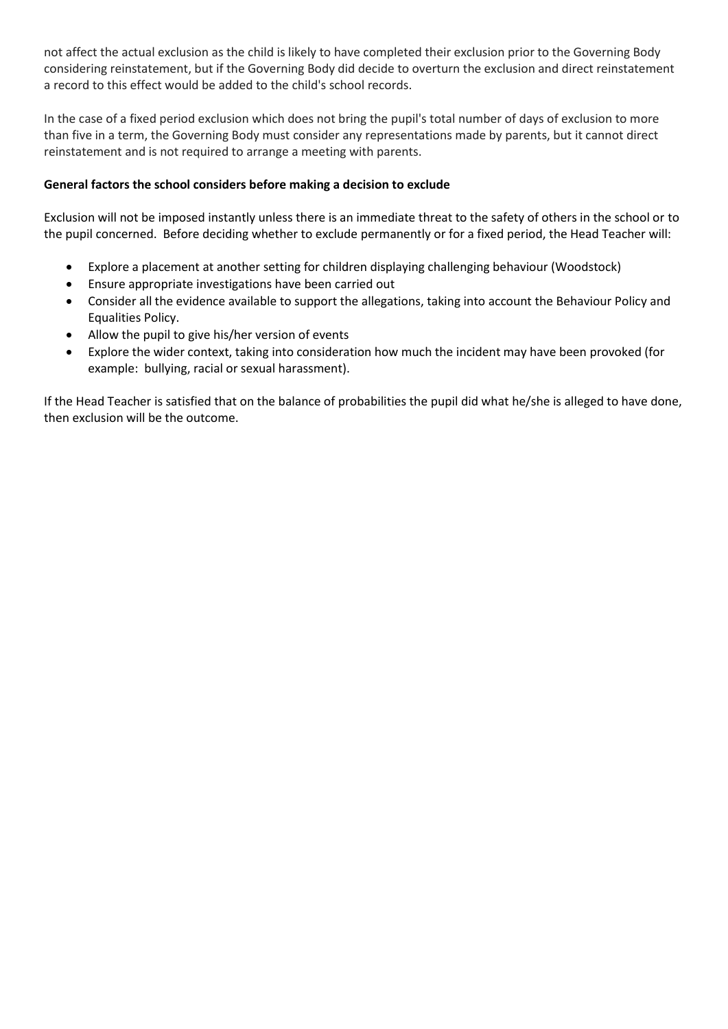not affect the actual exclusion as the child is likely to have completed their exclusion prior to the Governing Body considering reinstatement, but if the Governing Body did decide to overturn the exclusion and direct reinstatement a record to this effect would be added to the child's school records.

In the case of a fixed period exclusion which does not bring the pupil's total number of days of exclusion to more than five in a term, the Governing Body must consider any representations made by parents, but it cannot direct reinstatement and is not required to arrange a meeting with parents.

**General factors the school considers before making a decision to exclude**

Exclusion will not be imposed instantly unless there is an immediate threat to the safety of others in the school or to the pupil concerned. Before deciding whether to exclude permanently or for a fixed period, the Head Teacher will:

- Explore a placement at another setting for children displaying challenging behaviour (Woodstock)
- Ensure appropriate investigations have been carried out
- Consider all the evidence available to support the allegations, taking into account the Behaviour Policy and Equalities Policy.
- Allow the pupil to give his/her version of events
- Explore the wider context, taking into consideration how much the incident may have been provoked (for example: bullying, racial or sexual harassment).

If the Head Teacher is satisfied that on the balance of probabilities the pupil did what he/she is alleged to have done, then exclusion will be the outcome.